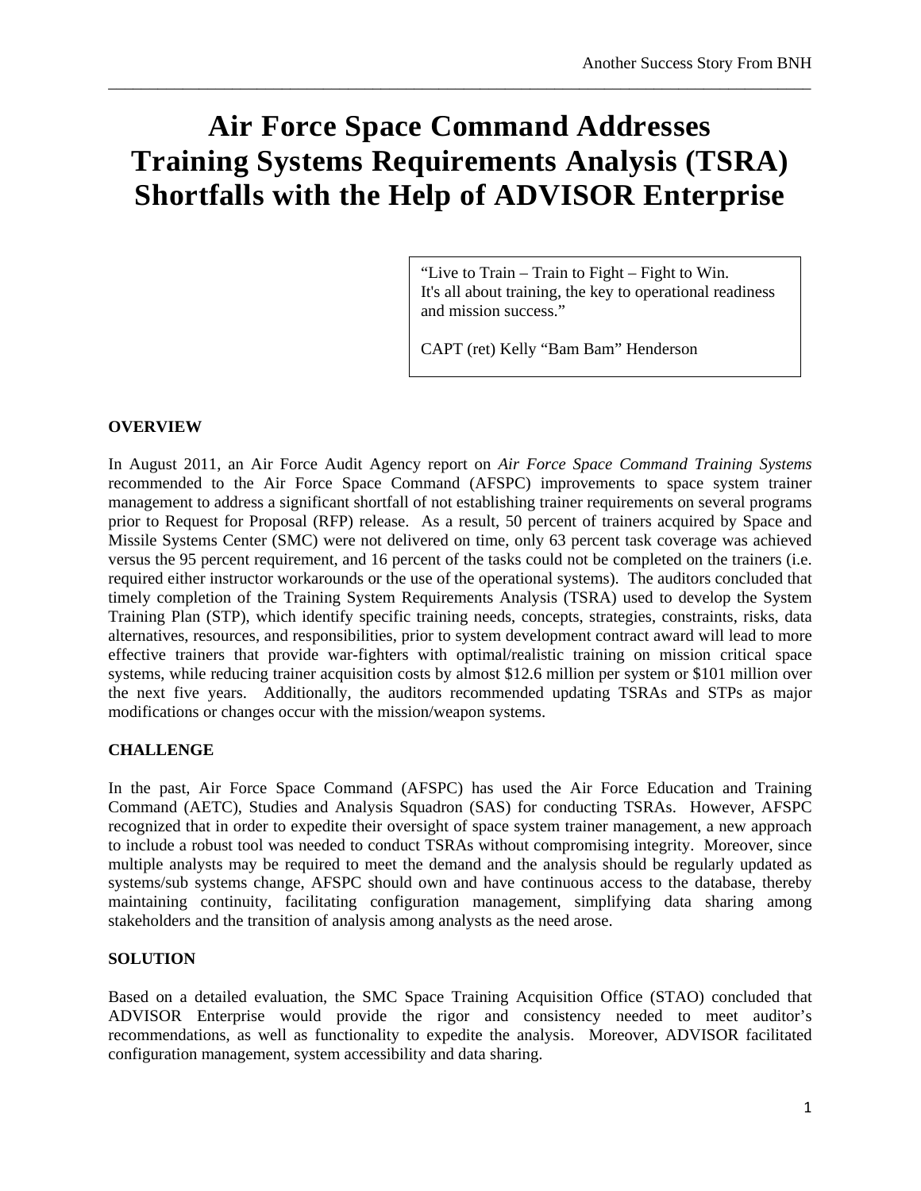# Air Force Space Command Addresses Training Systems Requirements Analysis (TSRA) Shortfalls with the Help of ADVISOR Enterprise

> "Live to Train – Train to Fight – Fight to Win.
> It's all about training, the key to operational readiness and mission success."
>
> CAPT (ret) Kelly "Bam Bam" Henderson

**OVERVIEW**

In August 2011, an Air Force Audit Agency report on *Air Force Space Command Training Systems* recommended to the Air Force Space Command (AFSPC) improvements to space system trainer management to address a significant shortfall of not establishing trainer requirements on several programs prior to Request for Proposal (RFP) release. As a result, 50 percent of trainers acquired by Space and Missile Systems Center (SMC) were not delivered on time, only 63 percent task coverage was achieved versus the 95 percent requirement, and 16 percent of the tasks could not be completed on the trainers (i.e. required either instructor workarounds or the use of the operational systems). The auditors concluded that timely completion of the Training System Requirements Analysis (TSRA) used to develop the System Training Plan (STP), which identify specific training needs, concepts, strategies, constraints, risks, data alternatives, resources, and responsibilities, prior to system development contract award will lead to more effective trainers that provide war-fighters with optimal/realistic training on mission critical space systems, while reducing trainer acquisition costs by almost $12.6 million per system or $101 million over the next five years. Additionally, the auditors recommended updating TSRAs and STPs as major modifications or changes occur with the mission/weapon systems.

**CHALLENGE**

In the past, Air Force Space Command (AFSPC) has used the Air Force Education and Training Command (AETC), Studies and Analysis Squadron (SAS) for conducting TSRAs. However, AFSPC recognized that in order to expedite their oversight of space system trainer management, a new approach to include a robust tool was needed to conduct TSRAs without compromising integrity. Moreover, since multiple analysts may be required to meet the demand and the analysis should be regularly updated as systems/sub systems change, AFSPC should own and have continuous access to the database, thereby maintaining continuity, facilitating configuration management, simplifying data sharing among stakeholders and the transition of analysis among analysts as the need arose.

**SOLUTION**

Based on a detailed evaluation, the SMC Space Training Acquisition Office (STAO) concluded that ADVISOR Enterprise would provide the rigor and consistency needed to meet auditor's recommendations, as well as functionality to expedite the analysis. Moreover, ADVISOR facilitated configuration management, system accessibility and data sharing.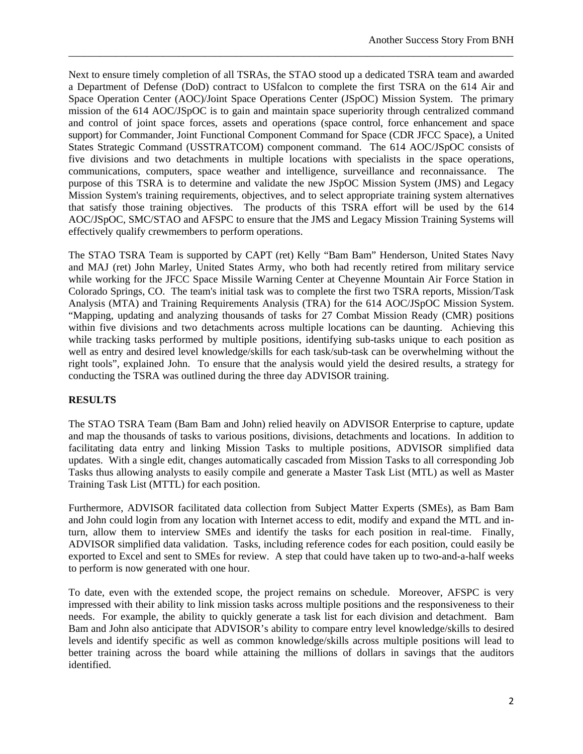Next to ensure timely completion of all TSRAs, the STAO stood up a dedicated TSRA team and awarded a Department of Defense (DoD) contract to USfalcon to complete the first TSRA on the 614 Air and Space Operation Center (AOC)/Joint Space Operations Center (JSpOC) Mission System. The primary mission of the 614 AOC/JSpOC is to gain and maintain space superiority through centralized command and control of joint space forces, assets and operations (space control, force enhancement and space support) for Commander, Joint Functional Component Command for Space (CDR JFCC Space), a United States Strategic Command (USSTRATCOM) component command. The 614 AOC/JSpOC consists of five divisions and two detachments in multiple locations with specialists in the space operations, communications, computers, space weather and intelligence, surveillance and reconnaissance. The purpose of this TSRA is to determine and validate the new JSpOC Mission System (JMS) and Legacy Mission System's training requirements, objectives, and to select appropriate training system alternatives that satisfy those training objectives. The products of this TSRA effort will be used by the 614 AOC/JSpOC, SMC/STAO and AFSPC to ensure that the JMS and Legacy Mission Training Systems will effectively qualify crewmembers to perform operations.

The STAO TSRA Team is supported by CAPT (ret) Kelly "Bam Bam" Henderson, United States Navy and MAJ (ret) John Marley, United States Army, who both had recently retired from military service while working for the JFCC Space Missile Warning Center at Cheyenne Mountain Air Force Station in Colorado Springs, CO. The team's initial task was to complete the first two TSRA reports, Mission/Task Analysis (MTA) and Training Requirements Analysis (TRA) for the 614 AOC/JSpOC Mission System. "Mapping, updating and analyzing thousands of tasks for 27 Combat Mission Ready (CMR) positions within five divisions and two detachments across multiple locations can be daunting. Achieving this while tracking tasks performed by multiple positions, identifying sub-tasks unique to each position as well as entry and desired level knowledge/skills for each task/sub-task can be overwhelming without the right tools", explained John. To ensure that the analysis would yield the desired results, a strategy for conducting the TSRA was outlined during the three day ADVISOR training.

**RESULTS**

The STAO TSRA Team (Bam Bam and John) relied heavily on ADVISOR Enterprise to capture, update and map the thousands of tasks to various positions, divisions, detachments and locations. In addition to facilitating data entry and linking Mission Tasks to multiple positions, ADVISOR simplified data updates. With a single edit, changes automatically cascaded from Mission Tasks to all corresponding Job Tasks thus allowing analysts to easily compile and generate a Master Task List (MTL) as well as Master Training Task List (MTTL) for each position.

Furthermore, ADVISOR facilitated data collection from Subject Matter Experts (SMEs), as Bam Bam and John could login from any location with Internet access to edit, modify and expand the MTL and in-turn, allow them to interview SMEs and identify the tasks for each position in real-time. Finally, ADVISOR simplified data validation. Tasks, including reference codes for each position, could easily be exported to Excel and sent to SMEs for review. A step that could have taken up to two-and-a-half weeks to perform is now generated with one hour.

To date, even with the extended scope, the project remains on schedule. Moreover, AFSPC is very impressed with their ability to link mission tasks across multiple positions and the responsiveness to their needs. For example, the ability to quickly generate a task list for each division and detachment. Bam Bam and John also anticipate that ADVISOR's ability to compare entry level knowledge/skills to desired levels and identify specific as well as common knowledge/skills across multiple positions will lead to better training across the board while attaining the millions of dollars in savings that the auditors identified.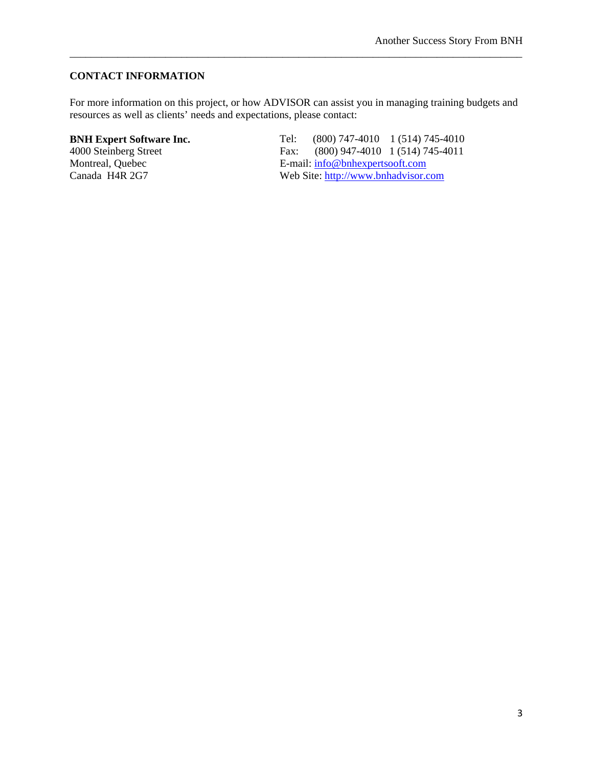## CONTACT INFORMATION

For more information on this project, or how ADVISOR can assist you in managing training budgets and resources as well as clients' needs and expectations, please contact:

**BNH Expert Software Inc.**
4000 Steinberg Street
Montreal, Quebec
Canada H4R 2G7

Tel: (800) 747-4010 1 (514) 745-4010
Fax: (800) 947-4010 1 (514) 745-4011
E-mail: info@bnhexpertsooft.com
Web Site: http://www.bnhadvisor.com